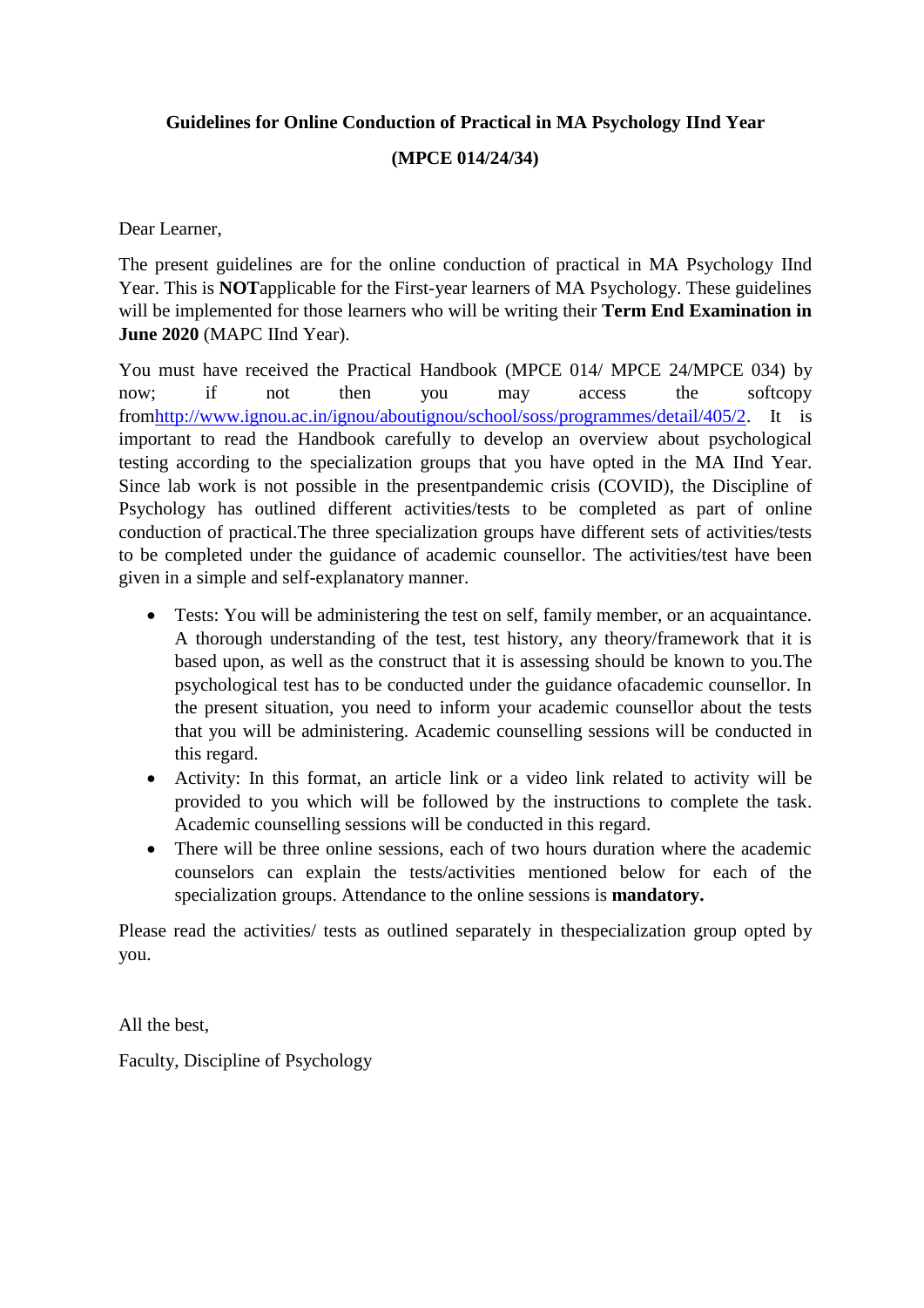**Guidelines for Online Conduction of Practical in MA Psychology IInd Year**

**(MPCE 014/24/34)**

Dear Learner,

The present guidelines are for the online conduction of practical in MA Psychology IInd Year. This is **NOT**applicable for the First-year learners of MA Psychology. These guidelines will be implemented for those learners who will be writing their **Term End Examination in June 2020** (MAPC IInd Year).

You must have received the Practical Handbook (MPCE 014/ MPCE 24/MPCE 034) by now; if not then you may access the softcopy from[http://www.ignou.ac.in/ignou/aboutignou/school/soss/programmes/detail/405/2](http://www.ignou.ac.in/ignou/aboutignou/school/soss/programmes/detail/405/2). It is important to read the Handbook carefully to develop an overview about psychological testing according to the specialization groups that you have opted in the MA IInd Year. Since lab work is not possible in the presentpandemic crisis (COVID), the Discipline of Psychology has outlined different activities/tests to be completed as part of online conduction of practical.The three specialization groups have different sets of activities/tests to be completed under the guidance of academic counsellor. The activities/test have been given in a simple and self-explanatory manner.

- Tests: You will be administering the test on self, family member, or an acquaintance. A thorough understanding of the test, test history, any theory/framework that it is based upon, as well as the construct that it is assessing should be known to you.The psychological test has to be conducted under the guidance ofacademic counsellor. In the present situation, you need to inform your academic counsellor about the tests that you will be administering. Academic counselling sessions will be conducted in this regard.
- Activity: In this format, an article link or a video link related to activity will be provided to you which will be followed by the instructions to complete the task. Academic counselling sessions will be conducted in this regard.
- There will be three online sessions, each of two hours duration where the academic counselors can explain the tests/activities mentioned below for each of the specialization groups. Attendance to the online sessions is **mandatory.**

Please read the activities/ tests as outlined separately in thespecialization group opted by you.

All the best,

Faculty, Discipline of Psychology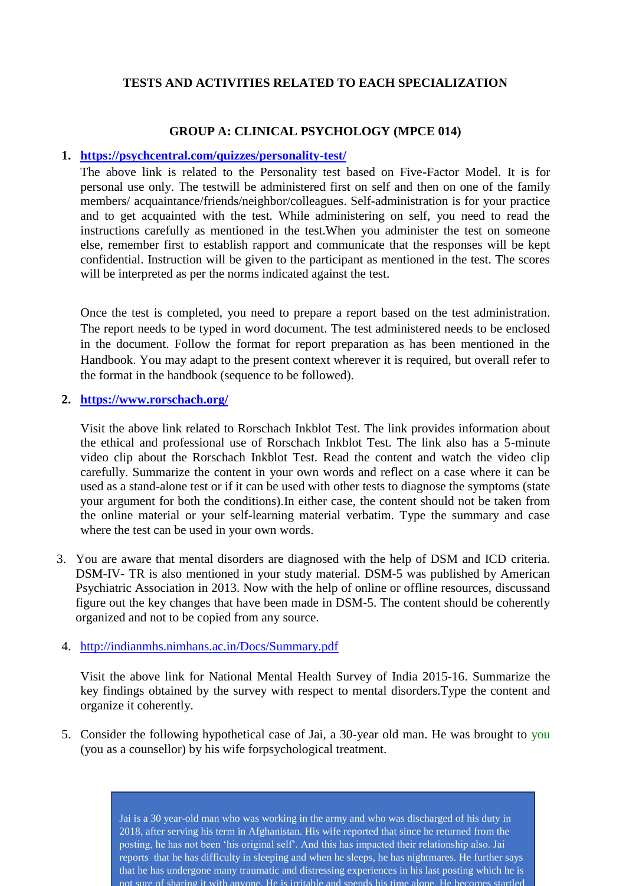**TESTS AND ACTIVITIES RELATED TO EACH SPECIALIZATION**

**GROUP A: CLINICAL PSYCHOLOGY (MPCE 014)**

1. **https://psychcentral.com/quizzes/personality-test/**

   The above link is related to the Personality test based on Five-Factor Model. It is for personal use only. The testwill be administered first on self and then on one of the family members/ acquaintance/friends/neighbor/colleagues. Self-administration is for your practice and to get acquainted with the test. While administering on self, you need to read the instructions carefully as mentioned in the test.When you administer the test on someone else, remember first to establish rapport and communicate that the responses will be kept confidential. Instruction will be given to the participant as mentioned in the test. The scores will be interpreted as per the norms indicated against the test.

   Once the test is completed, you need to prepare a report based on the test administration. The report needs to be typed in word document. The test administered needs to be enclosed in the document. Follow the format for report preparation as has been mentioned in the Handbook. You may adapt to the present context wherever it is required, but overall refer to the format in the handbook (sequence to be followed).

2. **https://www.rorschach.org/**

   Visit the above link related to Rorschach Inkblot Test. The link provides information about the ethical and professional use of Rorschach Inkblot Test. The link also has a 5-minute video clip about the Rorschach Inkblot Test. Read the content and watch the video clip carefully. Summarize the content in your own words and reflect on a case where it can be used as a stand-alone test or if it can be used with other tests to diagnose the symptoms (state your argument for both the conditions).In either case, the content should not be taken from the online material or your self-learning material verbatim. Type the summary and case where the test can be used in your own words.

3. You are aware that mental disorders are diagnosed with the help of DSM and ICD criteria. DSM-IV- TR is also mentioned in your study material. DSM-5 was published by American Psychiatric Association in 2013. Now with the help of online or offline resources, discussand figure out the key changes that have been made in DSM-5. The content should be coherently organized and not to be copied from any source.

4. http://indianmhs.nimhans.ac.in/Docs/Summary.pdf

   Visit the above link for National Mental Health Survey of India 2015-16. Summarize the key findings obtained by the survey with respect to mental disorders.Type the content and organize it coherently.

5. Consider the following hypothetical case of Jai, a 30-year old man. He was brought to you (you as a counsellor) by his wife forpsychological treatment.

   > Jai is a 30 year-old man who was working in the army and who was discharged of his duty in 2018, after serving his term in Afghanistan. His wife reported that since he returned from the posting, he has not been 'his original self'. And this has impacted their relationship also. Jai reports that he has difficulty in sleeping and when he sleeps, he has nightmares. He further says that he has undergone many traumatic and distressing experiences in his last posting which he is not sure of sharing it with anyone. He is irritable and spends his time alone. He becomes startled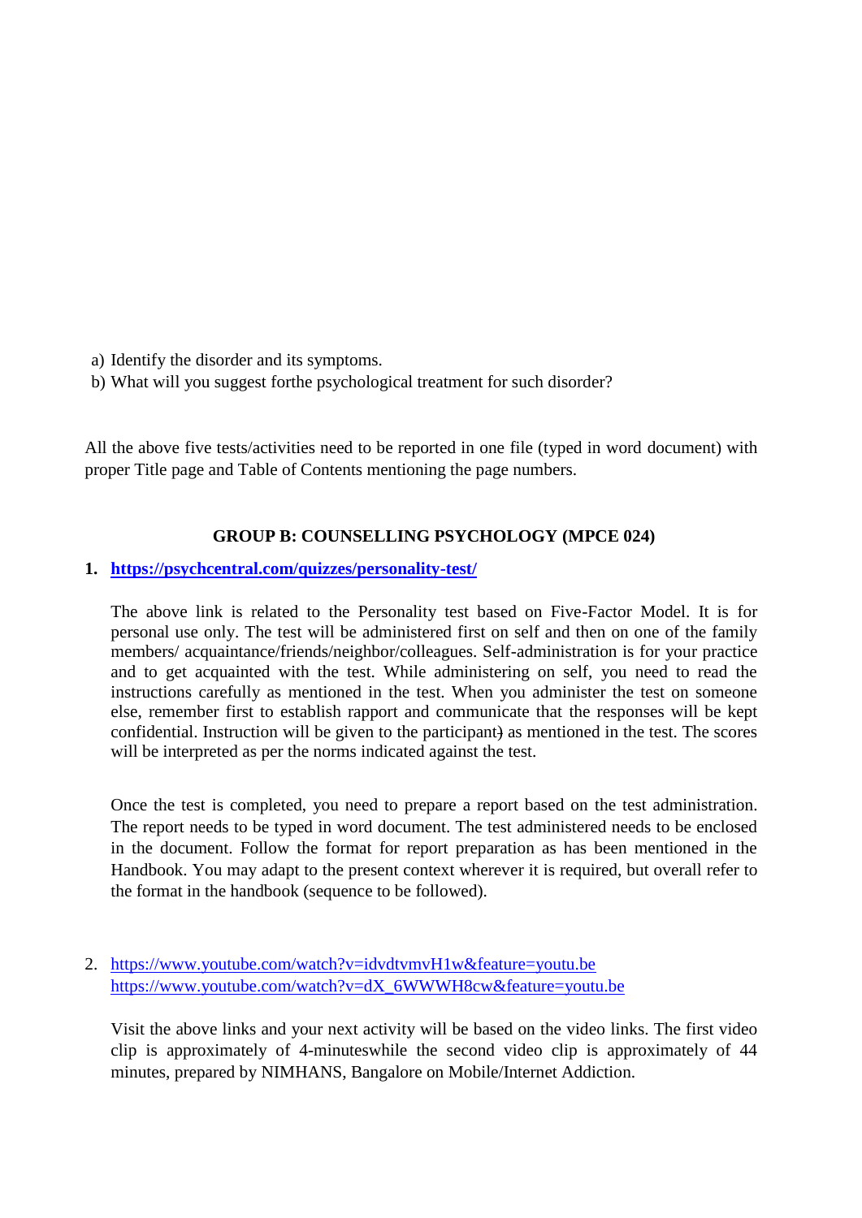a) Identify the disorder and its symptoms.
b) What will you suggest forthe psychological treatment for such disorder?

All the above five tests/activities need to be reported in one file (typed in word document) with proper Title page and Table of Contents mentioning the page numbers.

**GROUP B: COUNSELLING PSYCHOLOGY (MPCE 024)**

1. **https://psychcentral.com/quizzes/personality-test/**

   The above link is related to the Personality test based on Five-Factor Model. It is for personal use only. The test will be administered first on self and then on one of the family members/ acquaintance/friends/neighbor/colleagues. Self-administration is for your practice and to get acquainted with the test. While administering on self, you need to read the instructions carefully as mentioned in the test. When you administer the test on someone else, remember first to establish rapport and communicate that the responses will be kept confidential. Instruction will be given to the participant) as mentioned in the test. The scores will be interpreted as per the norms indicated against the test.

   Once the test is completed, you need to prepare a report based on the test administration. The report needs to be typed in word document. The test administered needs to be enclosed in the document. Follow the format for report preparation as has been mentioned in the Handbook. You may adapt to the present context wherever it is required, but overall refer to the format in the handbook (sequence to be followed).

2. https://www.youtube.com/watch?v=idvdtvmvH1w&feature=youtu.be
   https://www.youtube.com/watch?v=dX_6WWWH8cw&feature=youtu.be

   Visit the above links and your next activity will be based on the video links. The first video clip is approximately of 4-minuteswhile the second video clip is approximately of 44 minutes, prepared by NIMHANS, Bangalore on Mobile/Internet Addiction.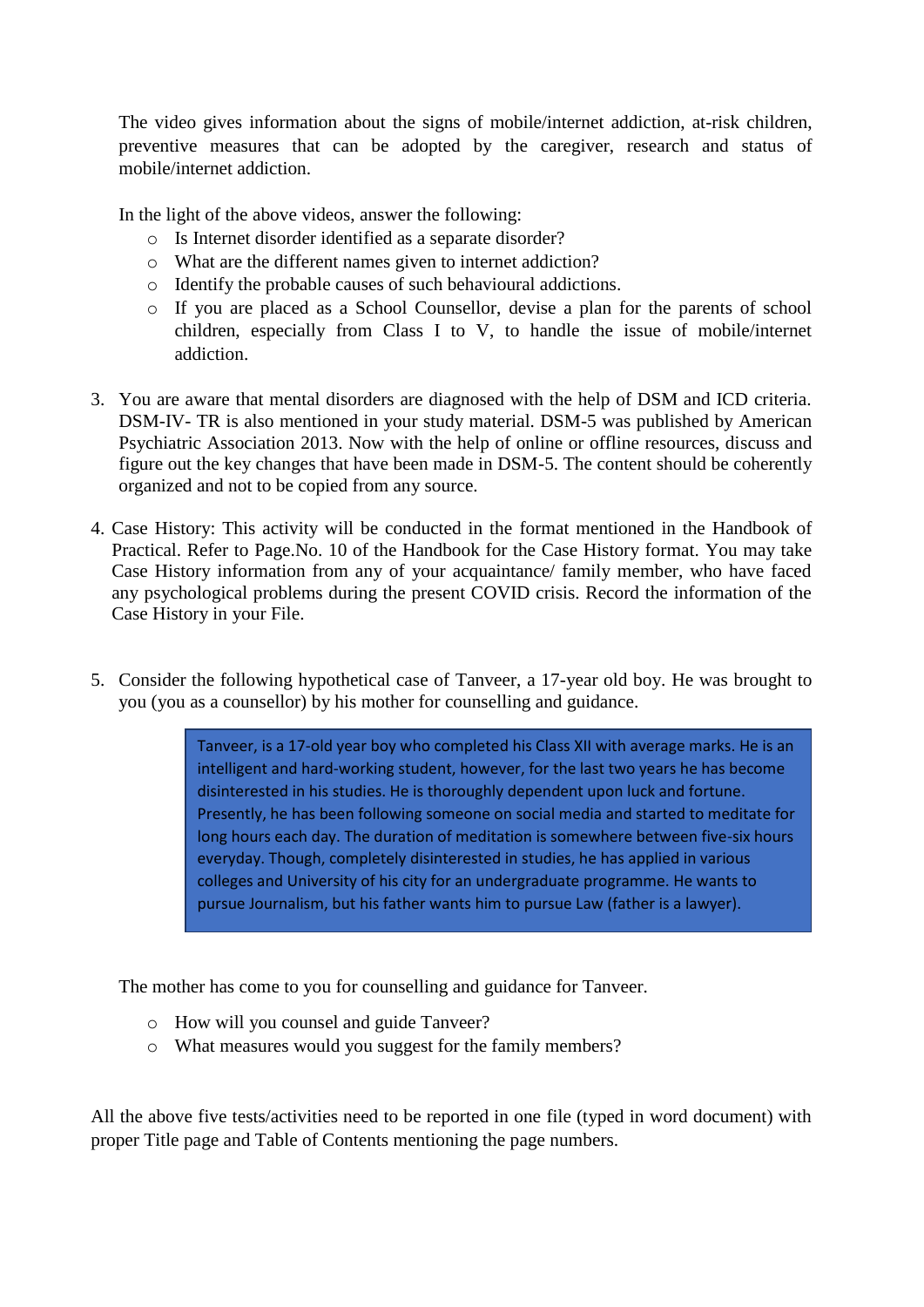The video gives information about the signs of mobile/internet addiction, at-risk children, preventive measures that can be adopted by the caregiver, research and status of mobile/internet addiction.

In the light of the above videos, answer the following:

- Is Internet disorder identified as a separate disorder?
- What are the different names given to internet addiction?
- Identify the probable causes of such behavioural addictions.
- If you are placed as a School Counsellor, devise a plan for the parents of school children, especially from Class I to V, to handle the issue of mobile/internet addiction.

3. You are aware that mental disorders are diagnosed with the help of DSM and ICD criteria. DSM-IV- TR is also mentioned in your study material. DSM-5 was published by American Psychiatric Association 2013. Now with the help of online or offline resources, discuss and figure out the key changes that have been made in DSM-5. The content should be coherently organized and not to be copied from any source.

4. Case History: This activity will be conducted in the format mentioned in the Handbook of Practical. Refer to Page.No. 10 of the Handbook for the Case History format. You may take Case History information from any of your acquaintance/ family member, who have faced any psychological problems during the present COVID crisis. Record the information of the Case History in your File.

5. Consider the following hypothetical case of Tanveer, a 17-year old boy. He was brought to you (you as a counsellor) by his mother for counselling and guidance.

> Tanveer, is a 17-old year boy who completed his Class XII with average marks. He is an intelligent and hard-working student, however, for the last two years he has become disinterested in his studies. He is thoroughly dependent upon luck and fortune. Presently, he has been following someone on social media and started to meditate for long hours each day. The duration of meditation is somewhere between five-six hours everyday. Though, completely disinterested in studies, he has applied in various colleges and University of his city for an undergraduate programme. He wants to pursue Journalism, but his father wants him to pursue Law (father is a lawyer).

The mother has come to you for counselling and guidance for Tanveer.

- How will you counsel and guide Tanveer?
- What measures would you suggest for the family members?

All the above five tests/activities need to be reported in one file (typed in word document) with proper Title page and Table of Contents mentioning the page numbers.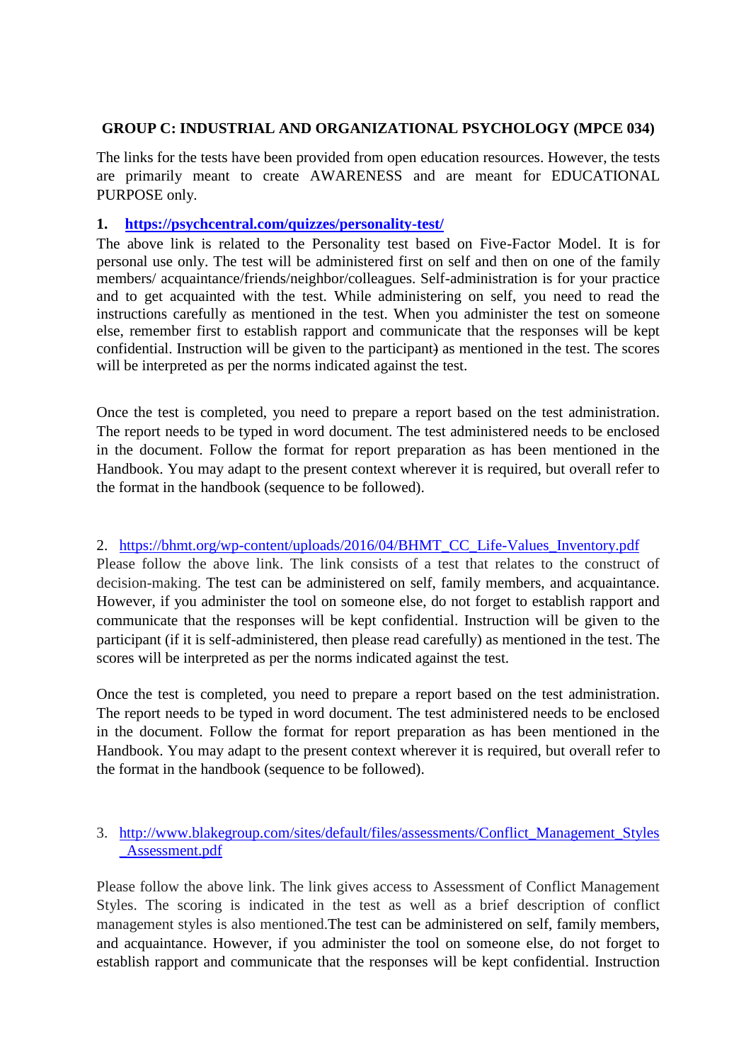**GROUP C: INDUSTRIAL AND ORGANIZATIONAL PSYCHOLOGY (MPCE 034)**

The links for the tests have been provided from open education resources. However, the tests are primarily meant to create AWARENESS and are meant for EDUCATIONAL PURPOSE only.

**1. https://psychcentral.com/quizzes/personality-test/**

The above link is related to the Personality test based on Five-Factor Model. It is for personal use only. The test will be administered first on self and then on one of the family members/ acquaintance/friends/neighbor/colleagues. Self-administration is for your practice and to get acquainted with the test. While administering on self, you need to read the instructions carefully as mentioned in the test. When you administer the test on someone else, remember first to establish rapport and communicate that the responses will be kept confidential. Instruction will be given to the participant) as mentioned in the test. The scores will be interpreted as per the norms indicated against the test.

Once the test is completed, you need to prepare a report based on the test administration. The report needs to be typed in word document. The test administered needs to be enclosed in the document. Follow the format for report preparation as has been mentioned in the Handbook. You may adapt to the present context wherever it is required, but overall refer to the format in the handbook (sequence to be followed).

2. https://bhmt.org/wp-content/uploads/2016/04/BHMT_CC_Life-Values_Inventory.pdf

Please follow the above link. The link consists of a test that relates to the construct of decision-making. The test can be administered on self, family members, and acquaintance. However, if you administer the tool on someone else, do not forget to establish rapport and communicate that the responses will be kept confidential. Instruction will be given to the participant (if it is self-administered, then please read carefully) as mentioned in the test. The scores will be interpreted as per the norms indicated against the test.

Once the test is completed, you need to prepare a report based on the test administration. The report needs to be typed in word document. The test administered needs to be enclosed in the document. Follow the format for report preparation as has been mentioned in the Handbook. You may adapt to the present context wherever it is required, but overall refer to the format in the handbook (sequence to be followed).

3. http://www.blakegroup.com/sites/default/files/assessments/Conflict_Management_Styles_Assessment.pdf

Please follow the above link. The link gives access to Assessment of Conflict Management Styles. The scoring is indicated in the test as well as a brief description of conflict management styles is also mentioned.The test can be administered on self, family members, and acquaintance. However, if you administer the tool on someone else, do not forget to establish rapport and communicate that the responses will be kept confidential. Instruction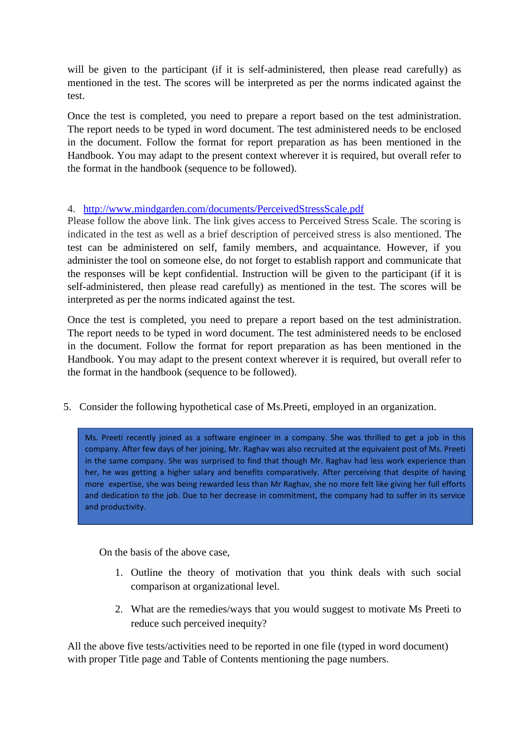will be given to the participant (if it is self-administered, then please read carefully) as mentioned in the test. The scores will be interpreted as per the norms indicated against the test.

Once the test is completed, you need to prepare a report based on the test administration. The report needs to be typed in word document. The test administered needs to be enclosed in the document. Follow the format for report preparation as has been mentioned in the Handbook. You may adapt to the present context wherever it is required, but overall refer to the format in the handbook (sequence to be followed).

4. [http://www.mindgarden.com/documents/PerceivedStressScale.pdf](http://www.mindgarden.com/documents/PerceivedStressScale.pdf)

Please follow the above link. The link gives access to Perceived Stress Scale. The scoring is indicated in the test as well as a brief description of perceived stress is also mentioned. The test can be administered on self, family members, and acquaintance. However, if you administer the tool on someone else, do not forget to establish rapport and communicate that the responses will be kept confidential. Instruction will be given to the participant (if it is self-administered, then please read carefully) as mentioned in the test. The scores will be interpreted as per the norms indicated against the test.

Once the test is completed, you need to prepare a report based on the test administration. The report needs to be typed in word document. The test administered needs to be enclosed in the document. Follow the format for report preparation as has been mentioned in the Handbook. You may adapt to the present context wherever it is required, but overall refer to the format in the handbook (sequence to be followed).

5. Consider the following hypothetical case of Ms.Preeti, employed in an organization.

> Ms. Preeti recently joined as a software engineer in a company. She was thrilled to get a job in this company. After few days of her joining, Mr. Raghav was also recruited at the equivalent post of Ms. Preeti in the same company. She was surprised to find that though Mr. Raghav had less work experience than her, he was getting a higher salary and benefits comparatively. After perceiving that despite of having more expertise, she was being rewarded less than Mr Raghav, she no more felt like giving her full efforts and dedication to the job. Due to her decrease in commitment, the company had to suffer in its service and productivity.

On the basis of the above case,

1. Outline the theory of motivation that you think deals with such social comparison at organizational level.
2. What are the remedies/ways that you would suggest to motivate Ms Preeti to reduce such perceived inequity?

All the above five tests/activities need to be reported in one file (typed in word document) with proper Title page and Table of Contents mentioning the page numbers.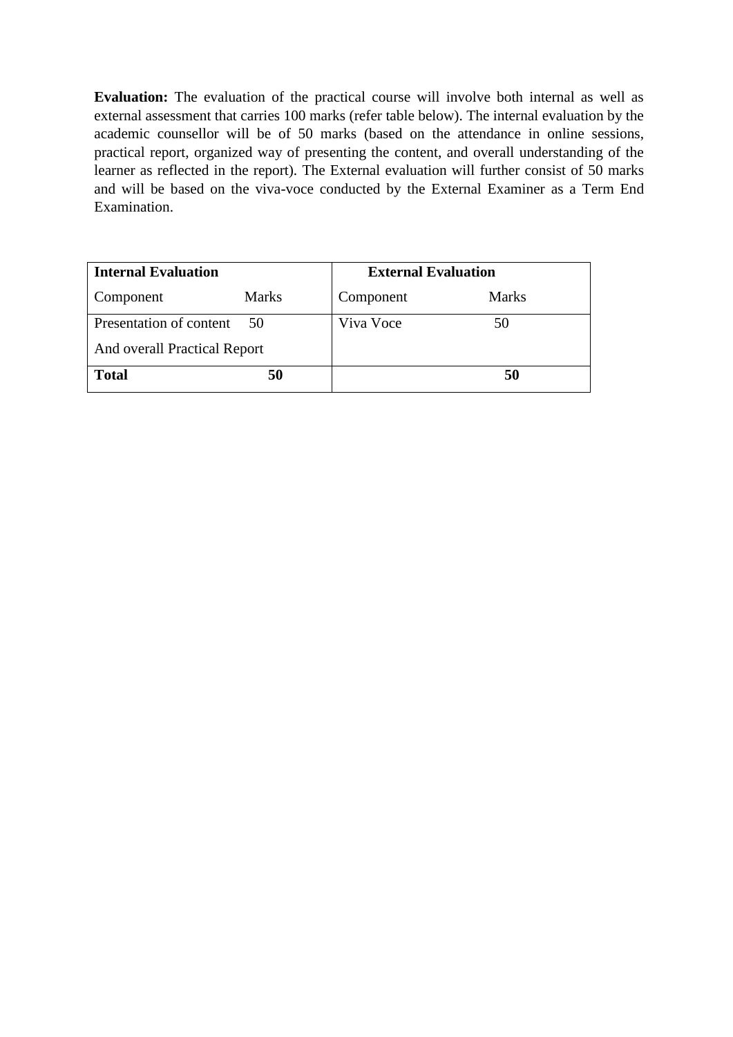**Evaluation:** The evaluation of the practical course will involve both internal as well as external assessment that carries 100 marks (refer table below). The internal evaluation by the academic counsellor will be of 50 marks (based on the attendance in online sessions, practical report, organized way of presenting the content, and overall understanding of the learner as reflected in the report). The External evaluation will further consist of 50 marks and will be based on the viva-voce conducted by the External Examiner as a Term End Examination.

| **Internal Evaluation** | | **External Evaluation** | |
|---|---|---|---|
| Component | Marks | Component | Marks |
| Presentation of content And overall Practical Report | 50 | Viva Voce | 50 |
| **Total** | **50** | | **50** |